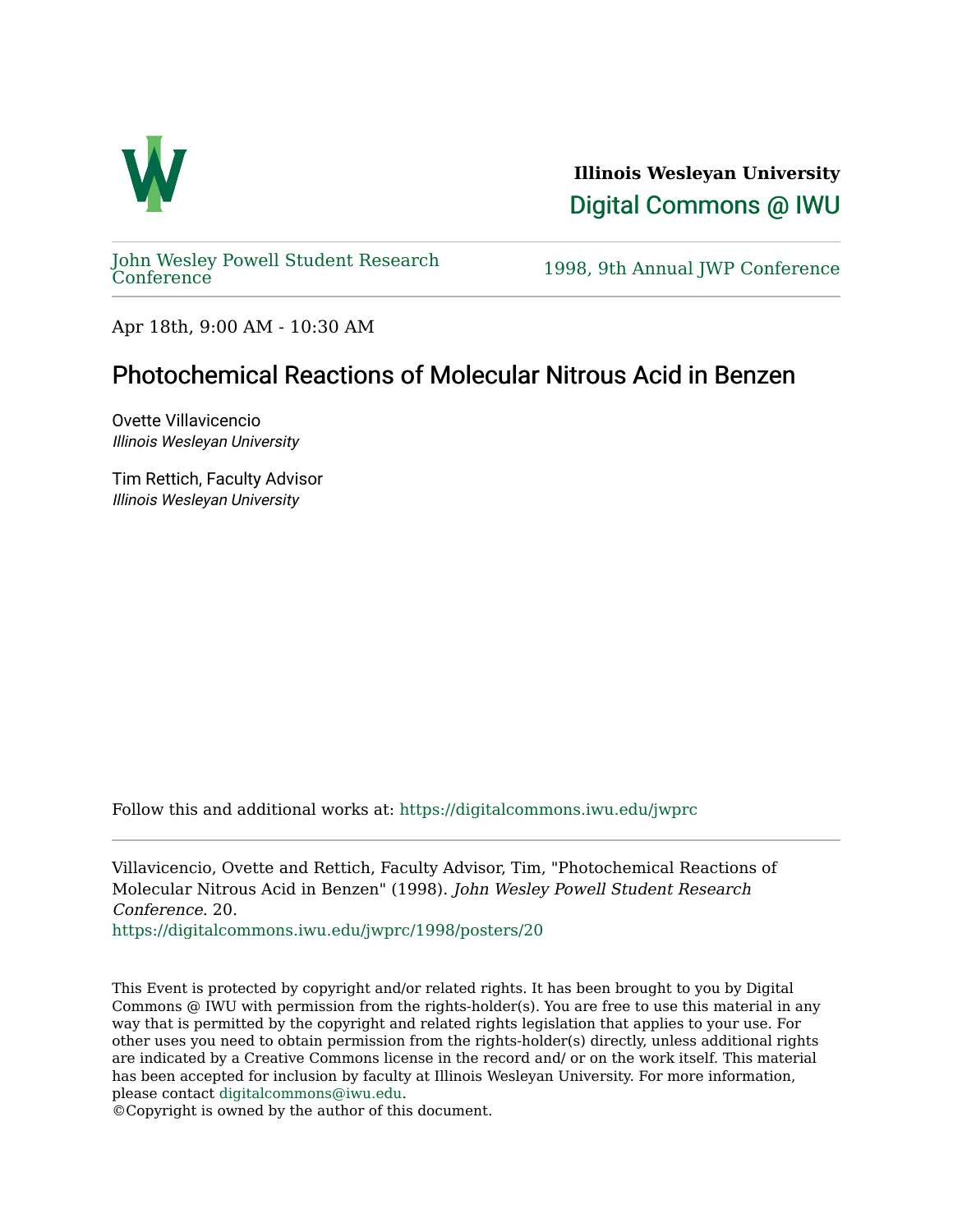**Illinois Wesleyan University**

Digital Commons @ IWU

John Wesley Powell Student Research Conference

1998, 9th Annual JWP Conference

Apr 18th, 9:00 AM - 10:30 AM

# Photochemical Reactions of Molecular Nitrous Acid in Benzen

Ovette Villavicencio
*Illinois Wesleyan University*

Tim Rettich, Faculty Advisor
*Illinois Wesleyan University*

Follow this and additional works at: https://digitalcommons.iwu.edu/jwprc

Villavicencio, Ovette and Rettich, Faculty Advisor, Tim, "Photochemical Reactions of Molecular Nitrous Acid in Benzen" (1998). *John Wesley Powell Student Research Conference*. 20.
https://digitalcommons.iwu.edu/jwprc/1998/posters/20

This Event is protected by copyright and/or related rights. It has been brought to you by Digital Commons @ IWU with permission from the rights-holder(s). You are free to use this material in any way that is permitted by the copyright and related rights legislation that applies to your use. For other uses you need to obtain permission from the rights-holder(s) directly, unless additional rights are indicated by a Creative Commons license in the record and/ or on the work itself. This material has been accepted for inclusion by faculty at Illinois Wesleyan University. For more information, please contact digitalcommons@iwu.edu.
©Copyright is owned by the author of this document.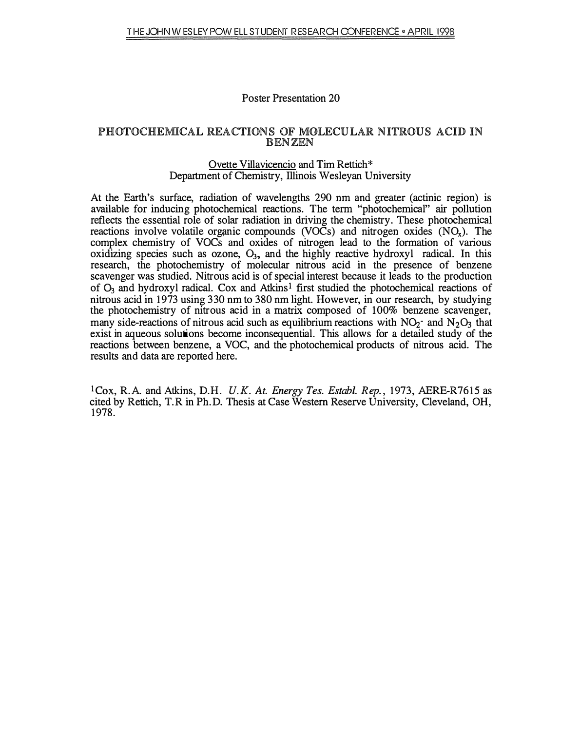Poster Presentation 20

## PHOTOCHEMICAL REACTIONS OF MOLECULAR NITROUS ACID IN BENZEN

Ovette Villavicencio and Tim Rettich*
Department of Chemistry, Illinois Wesleyan University

At the Earth's surface, radiation of wavelengths 290 nm and greater (actinic region) is available for inducing photochemical reactions. The term "photochemical" air pollution reflects the essential role of solar radiation in driving the chemistry. These photochemical reactions involve volatile organic compounds (VOCs) and nitrogen oxides ($NO_x$). The complex chemistry of VOCs and oxides of nitrogen lead to the formation of various oxidizing species such as ozone, $O_3$, and the highly reactive hydroxyl radical. In this research, the photochemistry of molecular nitrous acid in the presence of benzene scavenger was studied. Nitrous acid is of special interest because it leads to the production of $O_3$ and hydroxyl radical. Cox and Atkins[1] first studied the photochemical reactions of nitrous acid in 1973 using 330 nm to 380 nm light. However, in our research, by studying the photochemistry of nitrous acid in a matrix composed of 100% benzene scavenger, many side-reactions of nitrous acid such as equilibrium reactions with $NO_2^-$ and $N_2O_3$ that exist in aqueous solutions become inconsequential. This allows for a detailed study of the reactions between benzene, a VOC, and the photochemical products of nitrous acid. The results and data are reported here.

[1]Cox, R.A. and Atkins, D.H. *U.K. At. Energy Tes. Establ. Rep.*, 1973, AERE-R7615 as cited by Rettich, T.R in Ph.D. Thesis at Case Western Reserve University, Cleveland, OH, 1978.